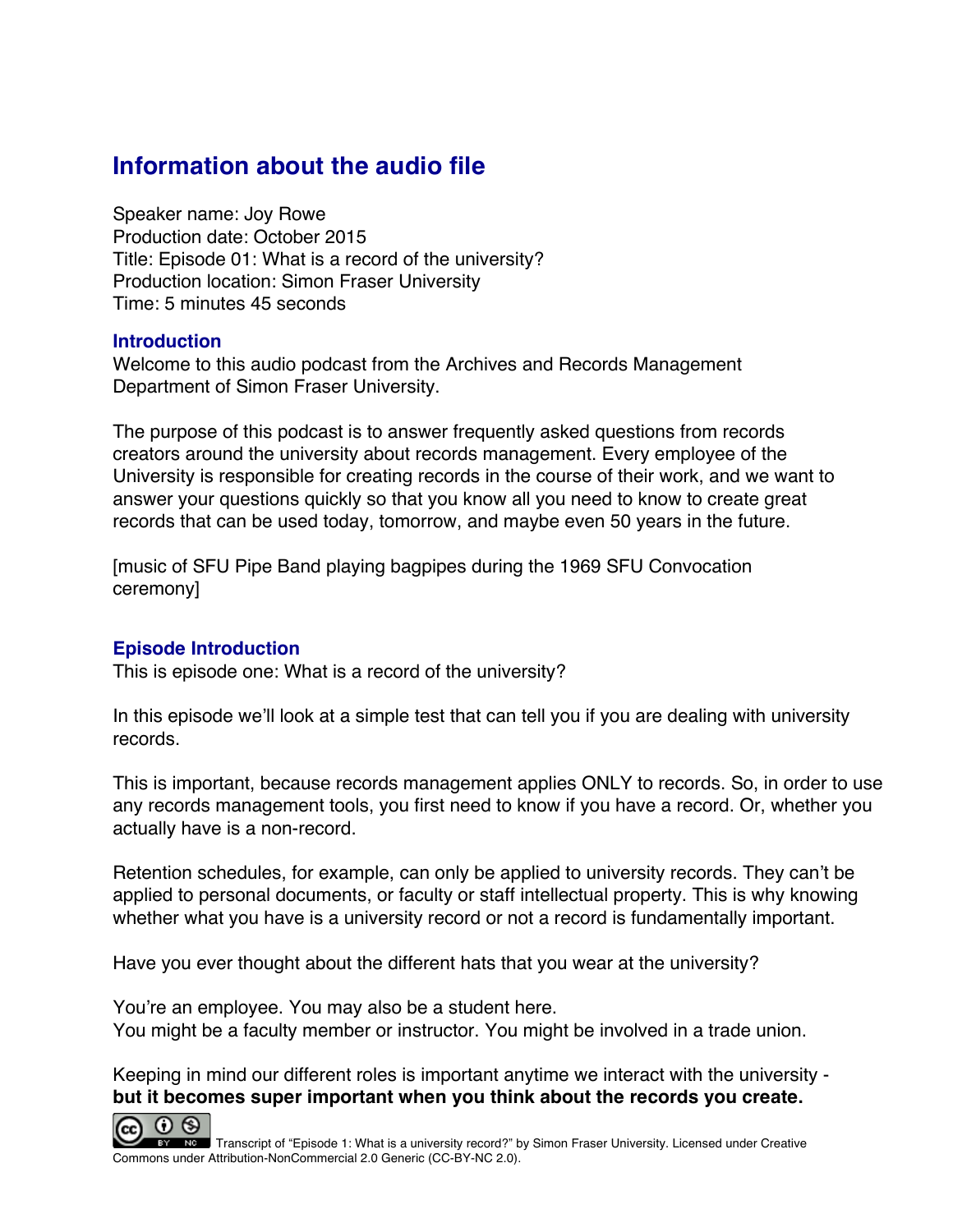## Information about the audio file

Speaker name: Joy Rowe
Production date: October 2015
Title: Episode 01: What is a record of the university?
Production location: Simon Fraser University
Time: 5 minutes 45 seconds

### Introduction

Welcome to this audio podcast from the Archives and Records Management Department of Simon Fraser University.

The purpose of this podcast is to answer frequently asked questions from records creators around the university about records management. Every employee of the University is responsible for creating records in the course of their work, and we want to answer your questions quickly so that you know all you need to know to create great records that can be used today, tomorrow, and maybe even 50 years in the future.

[music of SFU Pipe Band playing bagpipes during the 1969 SFU Convocation ceremony]

### Episode Introduction

This is episode one: What is a record of the university?

In this episode we'll look at a simple test that can tell you if you are dealing with university records.

This is important, because records management applies ONLY to records. So, in order to use any records management tools, you first need to know if you have a record. Or, whether you actually have is a non-record.

Retention schedules, for example, can only be applied to university records. They can't be applied to personal documents, or faculty or staff intellectual property. This is why knowing whether what you have is a university record or not a record is fundamentally important.

Have you ever thought about the different hats that you wear at the university?

You're an employee. You may also be a student here.
You might be a faculty member or instructor. You might be involved in a trade union.

Keeping in mind our different roles is important anytime we interact with the university - **but it becomes super important when you think about the records you create.**

Transcript of "Episode 1: What is a university record?" by Simon Fraser University. Licensed under Creative Commons under Attribution-NonCommercial 2.0 Generic (CC-BY-NC 2.0).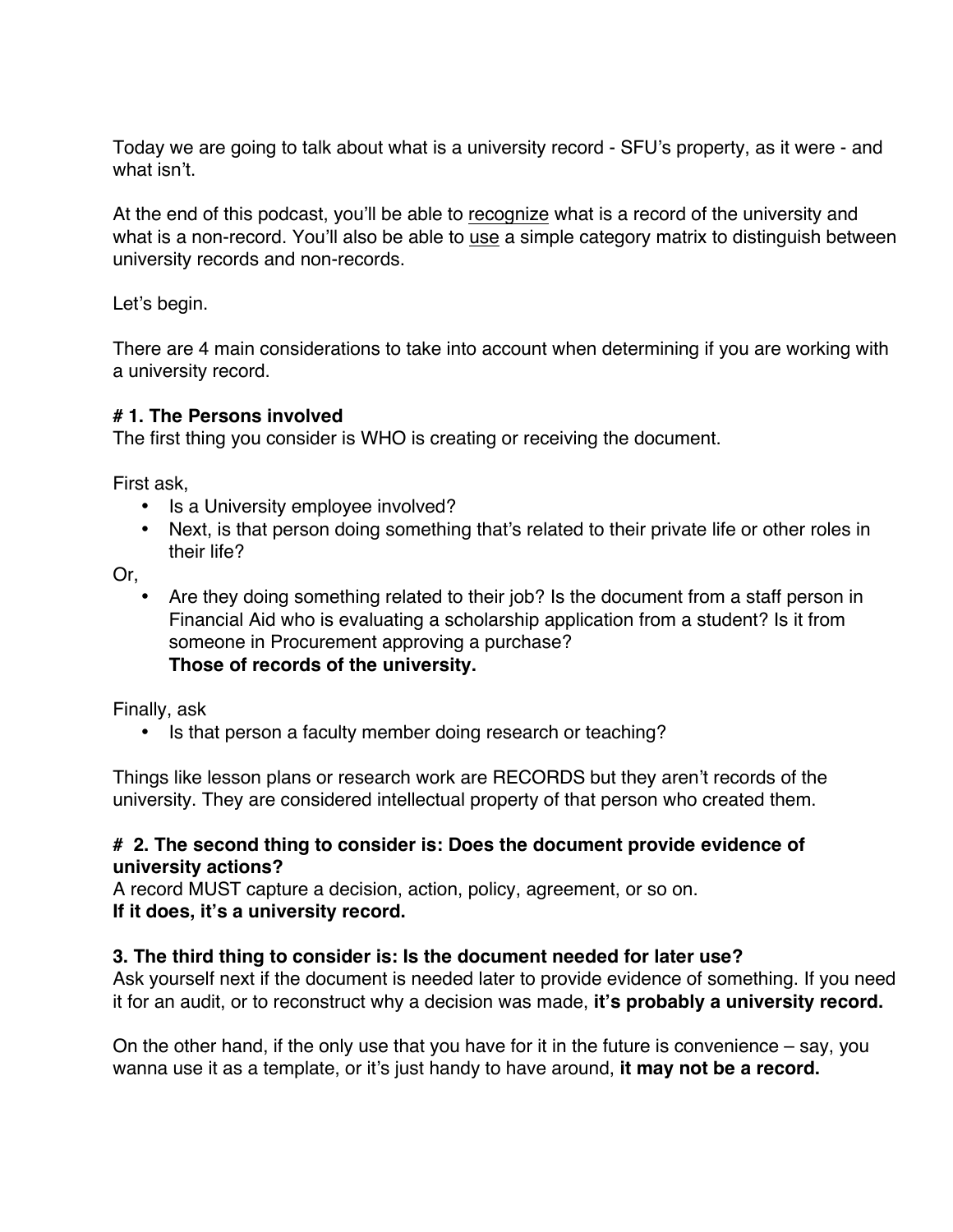Today we are going to talk about what is a university record - SFU's property, as it were - and what isn't.

At the end of this podcast, you'll be able to <u>recognize</u> what is a record of the university and what is a non-record. You'll also be able to <u>use</u> a simple category matrix to distinguish between university records and non-records.

Let's begin.

There are 4 main considerations to take into account when determining if you are working with a university record.

**# 1. The Persons involved**
The first thing you consider is WHO is creating or receiving the document.

First ask,

- Is a University employee involved?
- Next, is that person doing something that's related to their private life or other roles in their life?

Or,

- Are they doing something related to their job? Is the document from a staff person in Financial Aid who is evaluating a scholarship application from a student? Is it from someone in Procurement approving a purchase?
  **Those of records of the university.**

Finally, ask

- Is that person a faculty member doing research or teaching?

Things like lesson plans or research work are RECORDS but they aren't records of the university. They are considered intellectual property of that person who created them.

**# 2. The second thing to consider is: Does the document provide evidence of university actions?**
A record MUST capture a decision, action, policy, agreement, or so on.
**If it does, it's a university record.**

**3. The third thing to consider is: Is the document needed for later use?**
Ask yourself next if the document is needed later to provide evidence of something. If you need it for an audit, or to reconstruct why a decision was made, **it's probably a university record.**

On the other hand, if the only use that you have for it in the future is convenience – say, you wanna use it as a template, or it's just handy to have around, **it may not be a record.**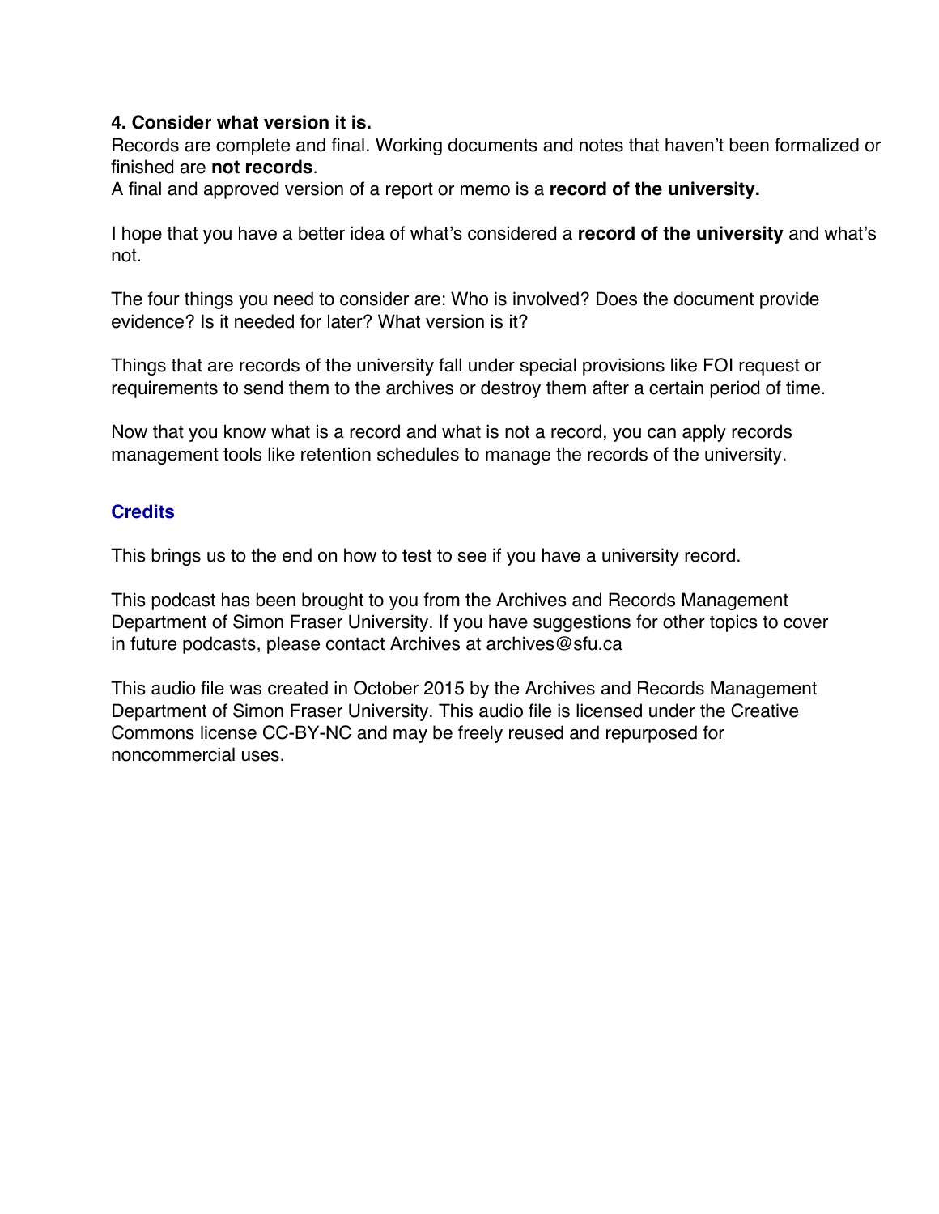**4. Consider what version it is.**
Records are complete and final. Working documents and notes that haven't been formalized or finished are **not records**.
A final and approved version of a report or memo is a **record of the university.**

I hope that you have a better idea of what's considered a **record of the university** and what's not.

The four things you need to consider are: Who is involved? Does the document provide evidence? Is it needed for later? What version is it?

Things that are records of the university fall under special provisions like FOI request or requirements to send them to the archives or destroy them after a certain period of time.

Now that you know what is a record and what is not a record, you can apply records management tools like retention schedules to manage the records of the university.

## Credits

This brings us to the end on how to test to see if you have a university record.

This podcast has been brought to you from the Archives and Records Management Department of Simon Fraser University. If you have suggestions for other topics to cover in future podcasts, please contact Archives at archives@sfu.ca

This audio file was created in October 2015 by the Archives and Records Management Department of Simon Fraser University. This audio file is licensed under the Creative Commons license CC-BY-NC and may be freely reused and repurposed for noncommercial uses.